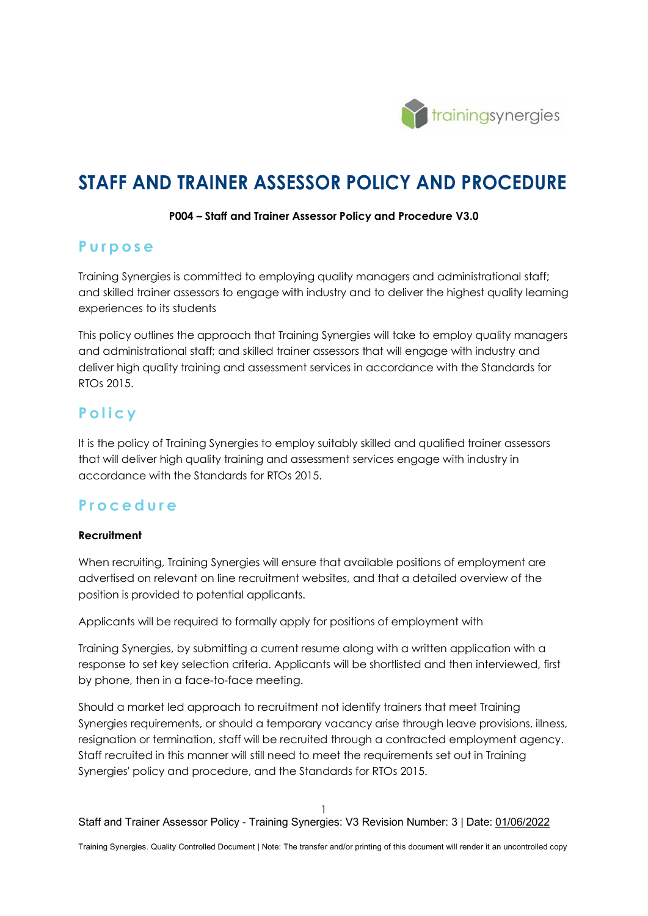# STAFF AND TRAINER ASSESSOR POLICY AND PROCEDURE

**P004 – Staff and Trainer Assessor Policy and Procedure V3.0**

## Purpose

Training Synergies is committed to employing quality managers and administrational staff; and skilled trainer assessors to engage with industry and to deliver the highest quality learning experiences to its students

This policy outlines the approach that Training Synergies will take to employ quality managers and administrational staff; and skilled trainer assessors that will engage with industry and deliver high quality training and assessment services in accordance with the Standards for RTOs 2015.

## Policy

It is the policy of Training Synergies to employ suitably skilled and qualified trainer assessors that will deliver high quality training and assessment services engage with industry in accordance with the Standards for RTOs 2015.

## Procedure

**Recruitment**

When recruiting, Training Synergies will ensure that available positions of employment are advertised on relevant on line recruitment websites, and that a detailed overview of the position is provided to potential applicants.

Applicants will be required to formally apply for positions of employment with

Training Synergies, by submitting a current resume along with a written application with a response to set key selection criteria. Applicants will be shortlisted and then interviewed, first by phone, then in a face-to-face meeting.

Should a market led approach to recruitment not identify trainers that meet Training Synergies requirements, or should a temporary vacancy arise through leave provisions, illness, resignation or termination, staff will be recruited through a contracted employment agency. Staff recruited in this manner will still need to meet the requirements set out in Training Synergies' policy and procedure, and the Standards for RTOs 2015.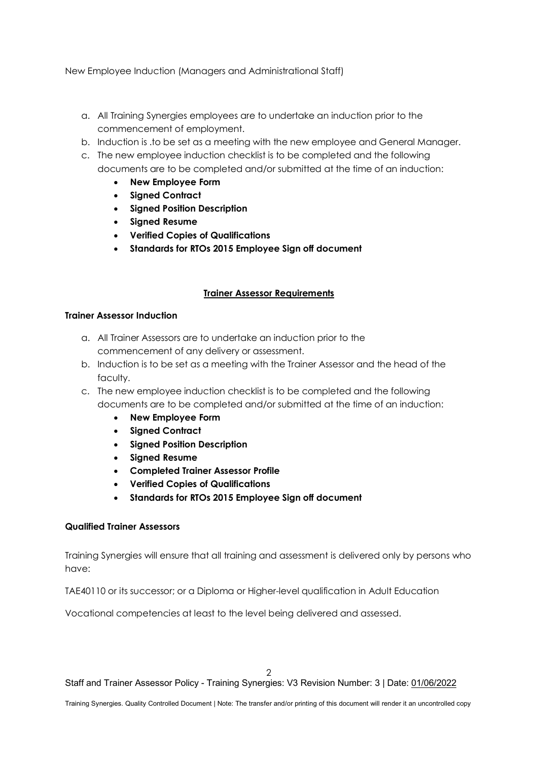New Employee Induction (Managers and Administrational Staff)

a. All Training Synergies employees are to undertake an induction prior to the commencement of employment.
b. Induction is .to be set as a meeting with the new employee and General Manager.
c. The new employee induction checklist is to be completed and the following documents are to be completed and/or submitted at the time of an induction:
   - **New Employee Form**
   - **Signed Contract**
   - **Signed Position Description**
   - **Signed Resume**
   - **Verified Copies of Qualifications**
   - **Standards for RTOs 2015 Employee Sign off document**

## Trainer Assessor Requirements

### Trainer Assessor Induction

a. All Trainer Assessors are to undertake an induction prior to the commencement of any delivery or assessment.
b. Induction is to be set as a meeting with the Trainer Assessor and the head of the faculty.
c. The new employee induction checklist is to be completed and the following documents are to be completed and/or submitted at the time of an induction:
   - **New Employee Form**
   - **Signed Contract**
   - **Signed Position Description**
   - **Signed Resume**
   - **Completed Trainer Assessor Profile**
   - **Verified Copies of Qualifications**
   - **Standards for RTOs 2015 Employee Sign off document**

### Qualified Trainer Assessors

Training Synergies will ensure that all training and assessment is delivered only by persons who have:

TAE40110 or its successor; or a Diploma or Higher-level qualification in Adult Education

Vocational competencies at least to the level being delivered and assessed.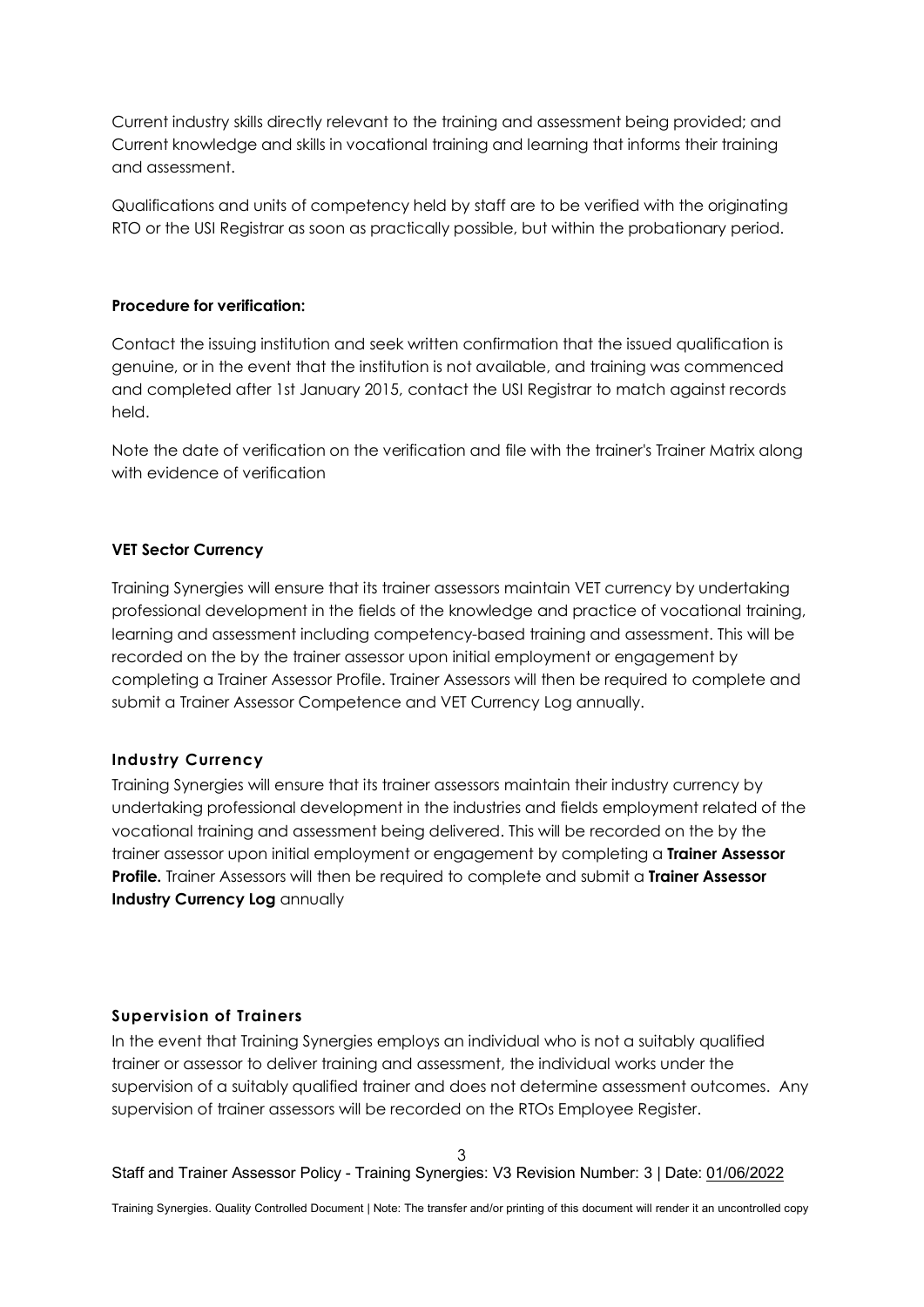Current industry skills directly relevant to the training and assessment being provided; and Current knowledge and skills in vocational training and learning that informs their training and assessment.

Qualifications and units of competency held by staff are to be verified with the originating RTO or the USI Registrar as soon as practically possible, but within the probationary period.

**Procedure for verification:**

Contact the issuing institution and seek written confirmation that the issued qualification is genuine, or in the event that the institution is not available, and training was commenced and completed after 1st January 2015, contact the USI Registrar to match against records held.

Note the date of verification on the verification and file with the trainer's Trainer Matrix along with evidence of verification

**VET Sector Currency**

Training Synergies will ensure that its trainer assessors maintain VET currency by undertaking professional development in the fields of the knowledge and practice of vocational training, learning and assessment including competency-based training and assessment. This will be recorded on the by the trainer assessor upon initial employment or engagement by completing a Trainer Assessor Profile. Trainer Assessors will then be required to complete and submit a Trainer Assessor Competence and VET Currency Log annually.

### Industry Currency

Training Synergies will ensure that its trainer assessors maintain their industry currency by undertaking professional development in the industries and fields employment related of the vocational training and assessment being delivered. This will be recorded on the by the trainer assessor upon initial employment or engagement by completing a **Trainer Assessor Profile.** Trainer Assessors will then be required to complete and submit a **Trainer Assessor Industry Currency Log** annually

### Supervision of Trainers

In the event that Training Synergies employs an individual who is not a suitably qualified trainer or assessor to deliver training and assessment, the individual works under the supervision of a suitably qualified trainer and does not determine assessment outcomes. Any supervision of trainer assessors will be recorded on the RTOs Employee Register.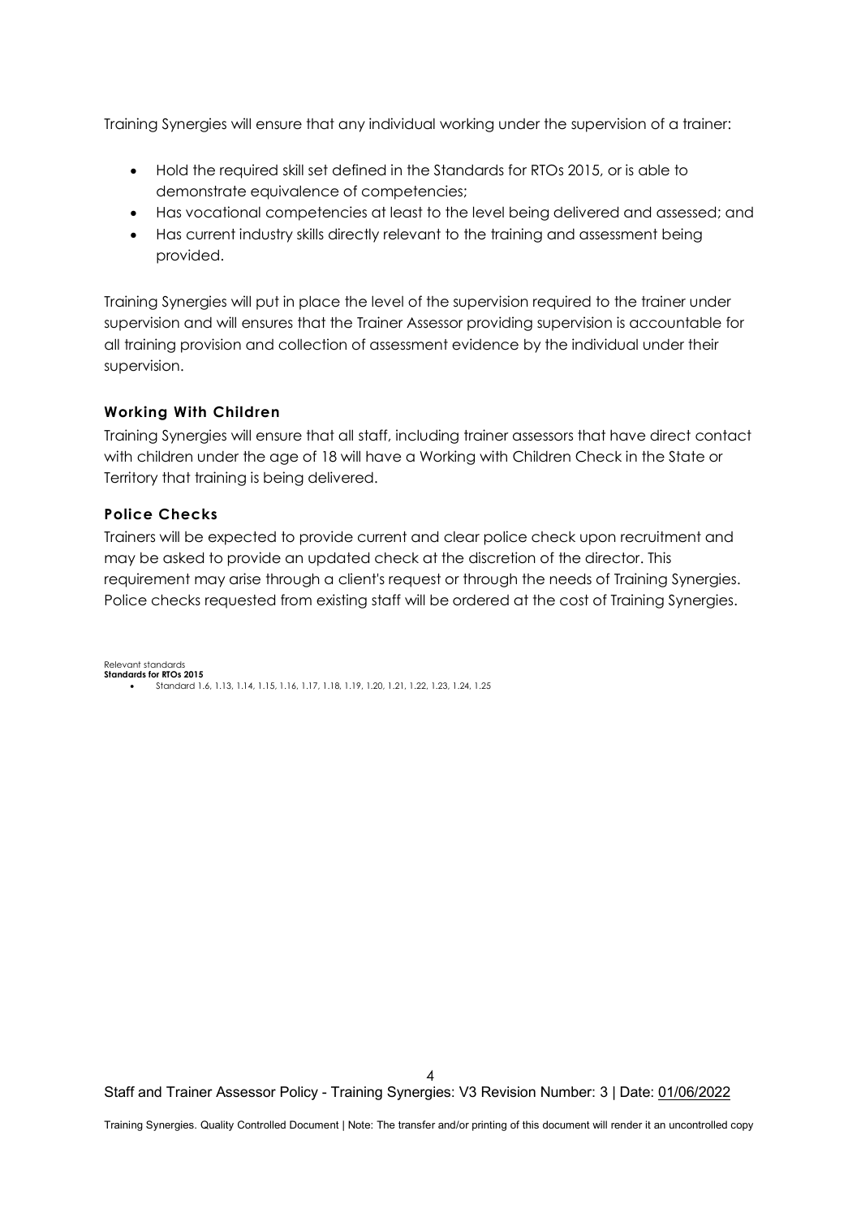Training Synergies will ensure that any individual working under the supervision of a trainer:

- Hold the required skill set defined in the Standards for RTOs 2015, or is able to demonstrate equivalence of competencies;
- Has vocational competencies at least to the level being delivered and assessed; and
- Has current industry skills directly relevant to the training and assessment being provided.

Training Synergies will put in place the level of the supervision required to the trainer under supervision and will ensures that the Trainer Assessor providing supervision is accountable for all training provision and collection of assessment evidence by the individual under their supervision.

### Working With Children

Training Synergies will ensure that all staff, including trainer assessors that have direct contact with children under the age of 18 will have a Working with Children Check in the State or Territory that training is being delivered.

### Police Checks

Trainers will be expected to provide current and clear police check upon recruitment and may be asked to provide an updated check at the discretion of the director. This requirement may arise through a client's request or through the needs of Training Synergies. Police checks requested from existing staff will be ordered at the cost of Training Synergies.

Relevant standards
**Standards for RTOs 2015**

- Standard 1.6, 1.13, 1.14, 1.15, 1.16, 1.17, 1.18, 1.19, 1.20, 1.21, 1.22, 1.23, 1.24, 1.25